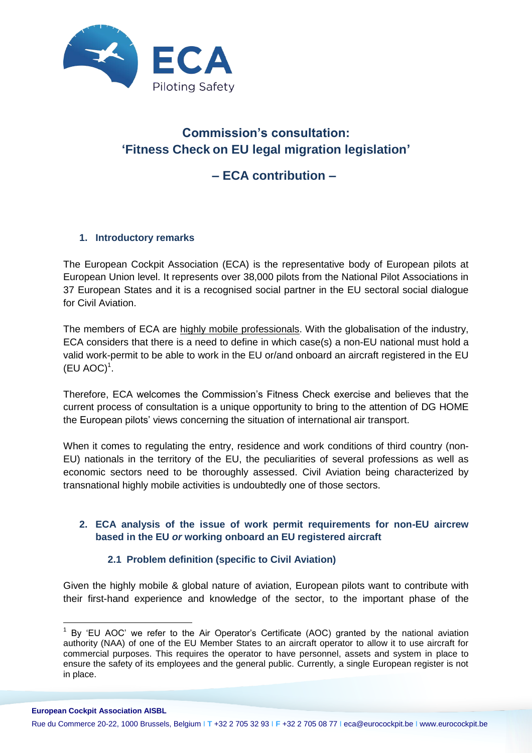# Commission's consultation: 'Fitness Check on EU legal migration legislation'

## – ECA contribution –

### 1. Introductory remarks

The European Cockpit Association (ECA) is the representative body of European pilots at European Union level. It represents over 38,000 pilots from the National Pilot Associations in 37 European States and it is a recognised social partner in the EU sectoral social dialogue for Civil Aviation.

The members of ECA are highly mobile professionals. With the globalisation of the industry, ECA considers that there is a need to define in which case(s) a non-EU national must hold a valid work-permit to be able to work in the EU or/and onboard an aircraft registered in the EU (EU AOC)[1].

Therefore, ECA welcomes the Commission's Fitness Check exercise and believes that the current process of consultation is a unique opportunity to bring to the attention of DG HOME the European pilots' views concerning the situation of international air transport.

When it comes to regulating the entry, residence and work conditions of third country (non-EU) nationals in the territory of the EU, the peculiarities of several professions as well as economic sectors need to be thoroughly assessed. Civil Aviation being characterized by transnational highly mobile activities is undoubtedly one of those sectors.

### 2. ECA analysis of the issue of work permit requirements for non-EU aircrew based in the EU *or* working onboard an EU registered aircraft

#### 2.1 Problem definition (specific to Civil Aviation)

Given the highly mobile & global nature of aviation, European pilots want to contribute with their first-hand experience and knowledge of the sector, to the important phase of the

[1] By 'EU AOC' we refer to the Air Operator's Certificate (AOC) granted by the national aviation authority (NAA) of one of the EU Member States to an aircraft operator to allow it to use aircraft for commercial purposes. This requires the operator to have personnel, assets and system in place to ensure the safety of its employees and the general public. Currently, a single European register is not in place.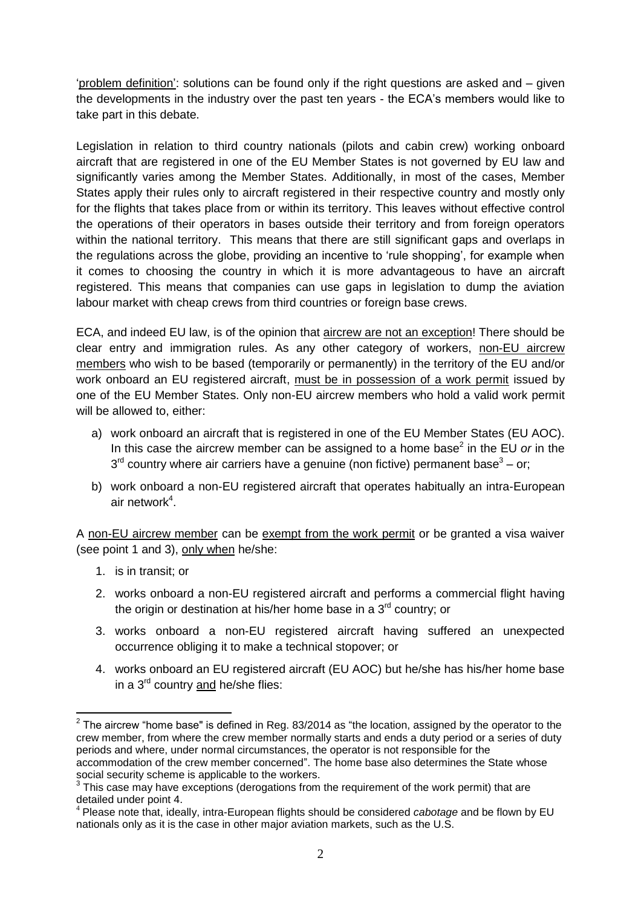'problem definition': solutions can be found only if the right questions are asked and – given the developments in the industry over the past ten years - the ECA's members would like to take part in this debate.

Legislation in relation to third country nationals (pilots and cabin crew) working onboard aircraft that are registered in one of the EU Member States is not governed by EU law and significantly varies among the Member States. Additionally, in most of the cases, Member States apply their rules only to aircraft registered in their respective country and mostly only for the flights that takes place from or within its territory. This leaves without effective control the operations of their operators in bases outside their territory and from foreign operators within the national territory. This means that there are still significant gaps and overlaps in the regulations across the globe, providing an incentive to 'rule shopping', for example when it comes to choosing the country in which it is more advantageous to have an aircraft registered. This means that companies can use gaps in legislation to dump the aviation labour market with cheap crews from third countries or foreign base crews.

ECA, and indeed EU law, is of the opinion that aircrew are not an exception! There should be clear entry and immigration rules. As any other category of workers, non-EU aircrew members who wish to be based (temporarily or permanently) in the territory of the EU and/or work onboard an EU registered aircraft, must be in possession of a work permit issued by one of the EU Member States. Only non-EU aircrew members who hold a valid work permit will be allowed to, either:

a) work onboard an aircraft that is registered in one of the EU Member States (EU AOC). In this case the aircrew member can be assigned to a home base[2] in the EU *or* in the 3rd country where air carriers have a genuine (non fictive) permanent base[3] – or;

b) work onboard a non-EU registered aircraft that operates habitually an intra-European air network[4].

A non-EU aircrew member can be exempt from the work permit or be granted a visa waiver (see point 1 and 3), only when he/she:

1. is in transit; or
2. works onboard a non-EU registered aircraft and performs a commercial flight having the origin or destination at his/her home base in a 3rd country; or
3. works onboard a non-EU registered aircraft having suffered an unexpected occurrence obliging it to make a technical stopover; or
4. works onboard an EU registered aircraft (EU AOC) but he/she has his/her home base in a 3rd country and he/she flies:

---

[2] The aircrew "home base" is defined in Reg. 83/2014 as "the location, assigned by the operator to the crew member, from where the crew member normally starts and ends a duty period or a series of duty periods and where, under normal circumstances, the operator is not responsible for the accommodation of the crew member concerned". The home base also determines the State whose social security scheme is applicable to the workers.

[3] This case may have exceptions (derogations from the requirement of the work permit) that are detailed under point 4.

[4] Please note that, ideally, intra-European flights should be considered *cabotage* and be flown by EU nationals only as it is the case in other major aviation markets, such as the U.S.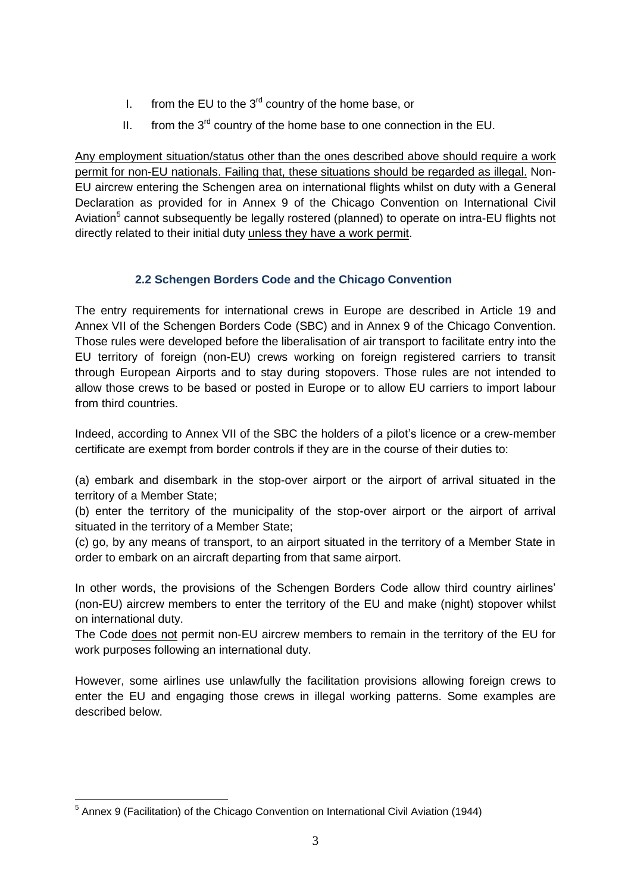I. from the EU to the 3rd country of the home base, or

II. from the 3rd country of the home base to one connection in the EU.

Any employment situation/status other than the ones described above should require a work permit for non-EU nationals. Failing that, these situations should be regarded as illegal. Non-EU aircrew entering the Schengen area on international flights whilst on duty with a General Declaration as provided for in Annex 9 of the Chicago Convention on International Civil Aviation[5] cannot subsequently be legally rostered (planned) to operate on intra-EU flights not directly related to their initial duty unless they have a work permit.

### 2.2 Schengen Borders Code and the Chicago Convention

The entry requirements for international crews in Europe are described in Article 19 and Annex VII of the Schengen Borders Code (SBC) and in Annex 9 of the Chicago Convention. Those rules were developed before the liberalisation of air transport to facilitate entry into the EU territory of foreign (non-EU) crews working on foreign registered carriers to transit through European Airports and to stay during stopovers. Those rules are not intended to allow those crews to be based or posted in Europe or to allow EU carriers to import labour from third countries.

Indeed, according to Annex VII of the SBC the holders of a pilot's licence or a crew-member certificate are exempt from border controls if they are in the course of their duties to:

(a) embark and disembark in the stop-over airport or the airport of arrival situated in the territory of a Member State;

(b) enter the territory of the municipality of the stop-over airport or the airport of arrival situated in the territory of a Member State;

(c) go, by any means of transport, to an airport situated in the territory of a Member State in order to embark on an aircraft departing from that same airport.

In other words, the provisions of the Schengen Borders Code allow third country airlines' (non-EU) aircrew members to enter the territory of the EU and make (night) stopover whilst on international duty.

The Code does not permit non-EU aircrew members to remain in the territory of the EU for work purposes following an international duty.

However, some airlines use unlawfully the facilitation provisions allowing foreign crews to enter the EU and engaging those crews in illegal working patterns. Some examples are described below.

---

[5] Annex 9 (Facilitation) of the Chicago Convention on International Civil Aviation (1944)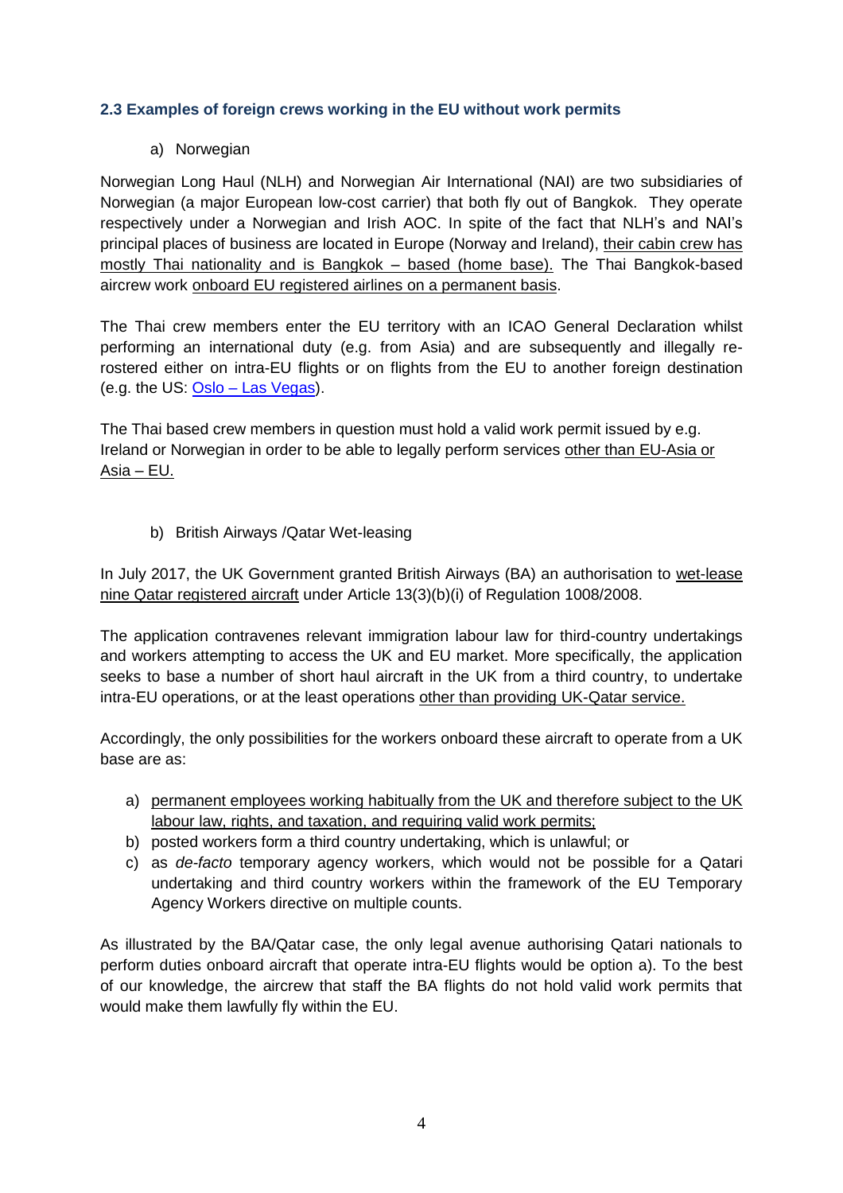### 2.3 Examples of foreign crews working in the EU without work permits

a) Norwegian

Norwegian Long Haul (NLH) and Norwegian Air International (NAI) are two subsidiaries of Norwegian (a major European low-cost carrier) that both fly out of Bangkok. They operate respectively under a Norwegian and Irish AOC. In spite of the fact that NLH's and NAI's principal places of business are located in Europe (Norway and Ireland), their cabin crew has mostly Thai nationality and is Bangkok – based (home base). The Thai Bangkok-based aircrew work onboard EU registered airlines on a permanent basis.

The Thai crew members enter the EU territory with an ICAO General Declaration whilst performing an international duty (e.g. from Asia) and are subsequently and illegally re-rostered either on intra-EU flights or on flights from the EU to another foreign destination (e.g. the US: Oslo – Las Vegas).

The Thai based crew members in question must hold a valid work permit issued by e.g. Ireland or Norwegian in order to be able to legally perform services other than EU-Asia or Asia – EU.

b) British Airways /Qatar Wet-leasing

In July 2017, the UK Government granted British Airways (BA) an authorisation to wet-lease nine Qatar registered aircraft under Article 13(3)(b)(i) of Regulation 1008/2008.

The application contravenes relevant immigration labour law for third-country undertakings and workers attempting to access the UK and EU market. More specifically, the application seeks to base a number of short haul aircraft in the UK from a third country, to undertake intra-EU operations, or at the least operations other than providing UK-Qatar service.

Accordingly, the only possibilities for the workers onboard these aircraft to operate from a UK base are as:

a) permanent employees working habitually from the UK and therefore subject to the UK labour law, rights, and taxation, and requiring valid work permits;
b) posted workers form a third country undertaking, which is unlawful; or
c) as *de-facto* temporary agency workers, which would not be possible for a Qatari undertaking and third country workers within the framework of the EU Temporary Agency Workers directive on multiple counts.

As illustrated by the BA/Qatar case, the only legal avenue authorising Qatari nationals to perform duties onboard aircraft that operate intra-EU flights would be option a). To the best of our knowledge, the aircrew that staff the BA flights do not hold valid work permits that would make them lawfully fly within the EU.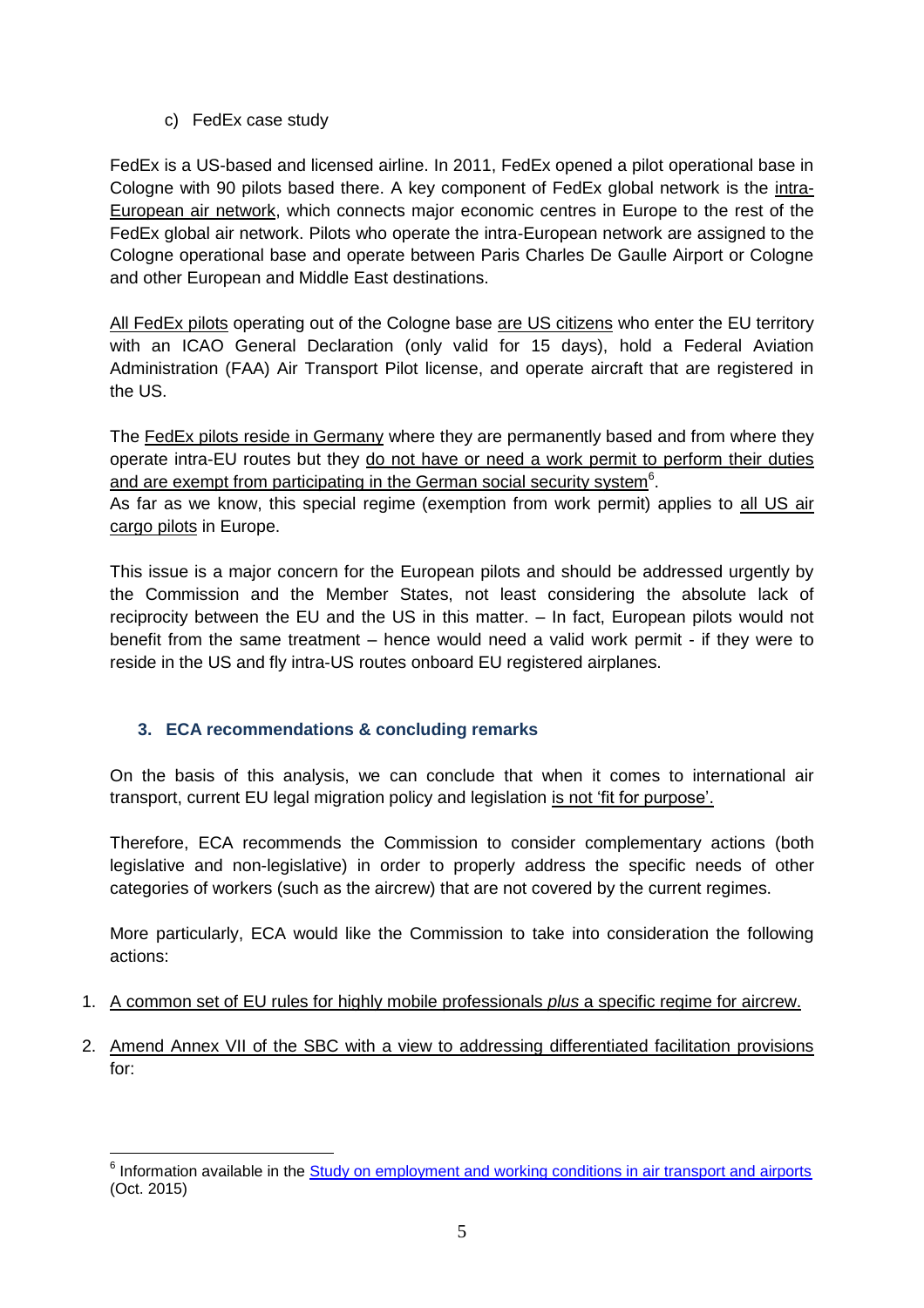c) FedEx case study

FedEx is a US-based and licensed airline. In 2011, FedEx opened a pilot operational base in Cologne with 90 pilots based there. A key component of FedEx global network is the intra-European air network, which connects major economic centres in Europe to the rest of the FedEx global air network. Pilots who operate the intra-European network are assigned to the Cologne operational base and operate between Paris Charles De Gaulle Airport or Cologne and other European and Middle East destinations.

All FedEx pilots operating out of the Cologne base are US citizens who enter the EU territory with an ICAO General Declaration (only valid for 15 days), hold a Federal Aviation Administration (FAA) Air Transport Pilot license, and operate aircraft that are registered in the US.

The FedEx pilots reside in Germany where they are permanently based and from where they operate intra-EU routes but they do not have or need a work permit to perform their duties and are exempt from participating in the German social security system[6].
As far as we know, this special regime (exemption from work permit) applies to all US air cargo pilots in Europe.

This issue is a major concern for the European pilots and should be addressed urgently by the Commission and the Member States, not least considering the absolute lack of reciprocity between the EU and the US in this matter. – In fact, European pilots would not benefit from the same treatment – hence would need a valid work permit - if they were to reside in the US and fly intra-US routes onboard EU registered airplanes.

## 3. ECA recommendations & concluding remarks

On the basis of this analysis, we can conclude that when it comes to international air transport, current EU legal migration policy and legislation is not 'fit for purpose'.

Therefore, ECA recommends the Commission to consider complementary actions (both legislative and non-legislative) in order to properly address the specific needs of other categories of workers (such as the aircrew) that are not covered by the current regimes.

More particularly, ECA would like the Commission to take into consideration the following actions:

1. A common set of EU rules for highly mobile professionals *plus* a specific regime for aircrew.

2. Amend Annex VII of the SBC with a view to addressing differentiated facilitation provisions for:

[6] Information available in the Study on employment and working conditions in air transport and airports (Oct. 2015)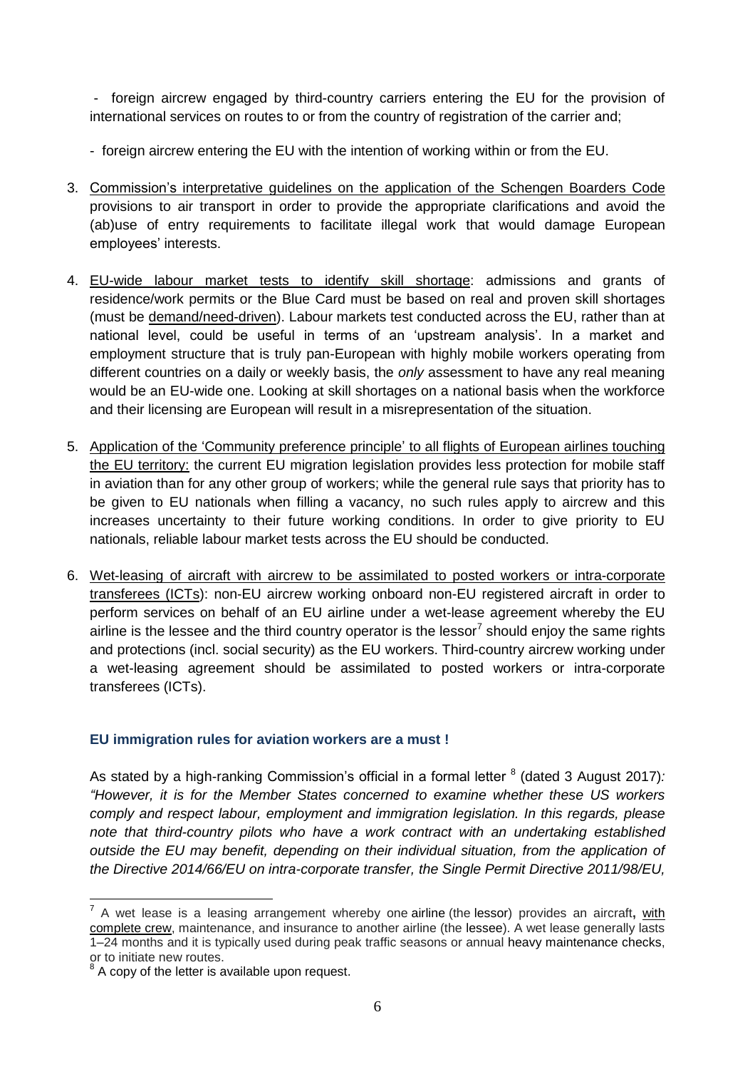- foreign aircrew engaged by third-country carriers entering the EU for the provision of international services on routes to or from the country of registration of the carrier and;

- foreign aircrew entering the EU with the intention of working within or from the EU.

3. Commission's interpretative guidelines on the application of the Schengen Boarders Code provisions to air transport in order to provide the appropriate clarifications and avoid the (ab)use of entry requirements to facilitate illegal work that would damage European employees' interests.

4. EU-wide labour market tests to identify skill shortage: admissions and grants of residence/work permits or the Blue Card must be based on real and proven skill shortages (must be demand/need-driven). Labour markets test conducted across the EU, rather than at national level, could be useful in terms of an 'upstream analysis'. In a market and employment structure that is truly pan-European with highly mobile workers operating from different countries on a daily or weekly basis, the *only* assessment to have any real meaning would be an EU-wide one. Looking at skill shortages on a national basis when the workforce and their licensing are European will result in a misrepresentation of the situation.

5. Application of the 'Community preference principle' to all flights of European airlines touching the EU territory: the current EU migration legislation provides less protection for mobile staff in aviation than for any other group of workers; while the general rule says that priority has to be given to EU nationals when filling a vacancy, no such rules apply to aircrew and this increases uncertainty to their future working conditions. In order to give priority to EU nationals, reliable labour market tests across the EU should be conducted.

6. Wet-leasing of aircraft with aircrew to be assimilated to posted workers or intra-corporate transferees (ICTs): non-EU aircrew working onboard non-EU registered aircraft in order to perform services on behalf of an EU airline under a wet-lease agreement whereby the EU airline is the lessee and the third country operator is the lessor[7] should enjoy the same rights and protections (incl. social security) as the EU workers. Third-country aircrew working under a wet-leasing agreement should be assimilated to posted workers or intra-corporate transferees (ICTs).

### EU immigration rules for aviation workers are a must !

As stated by a high-ranking Commission's official in a formal letter [8] (dated 3 August 2017)*: "However, it is for the Member States concerned to examine whether these US workers comply and respect labour, employment and immigration legislation. In this regards, please note that third-country pilots who have a work contract with an undertaking established outside the EU may benefit, depending on their individual situation, from the application of the Directive 2014/66/EU on intra-corporate transfer, the Single Permit Directive 2011/98/EU,*

---

[7] A wet lease is a leasing arrangement whereby one airline (the lessor) provides an aircraft**,** with complete crew, maintenance, and insurance to another airline (the lessee). A wet lease generally lasts 1–24 months and it is typically used during peak traffic seasons or annual heavy maintenance checks, or to initiate new routes.

[8] A copy of the letter is available upon request.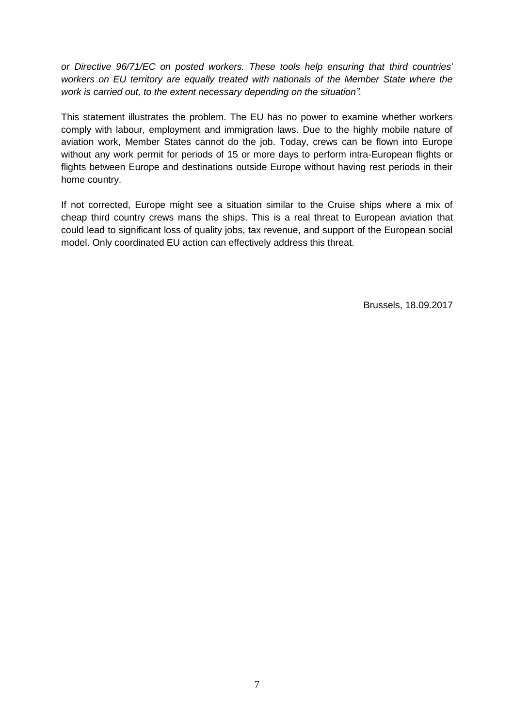*or Directive 96/71/EC on posted workers. These tools help ensuring that third countries' workers on EU territory are equally treated with nationals of the Member State where the work is carried out, to the extent necessary depending on the situation".*

This statement illustrates the problem. The EU has no power to examine whether workers comply with labour, employment and immigration laws. Due to the highly mobile nature of aviation work, Member States cannot do the job. Today, crews can be flown into Europe without any work permit for periods of 15 or more days to perform intra-European flights or flights between Europe and destinations outside Europe without having rest periods in their home country.

If not corrected, Europe might see a situation similar to the Cruise ships where a mix of cheap third country crews mans the ships. This is a real threat to European aviation that could lead to significant loss of quality jobs, tax revenue, and support of the European social model. Only coordinated EU action can effectively address this threat.

Brussels, 18.09.2017